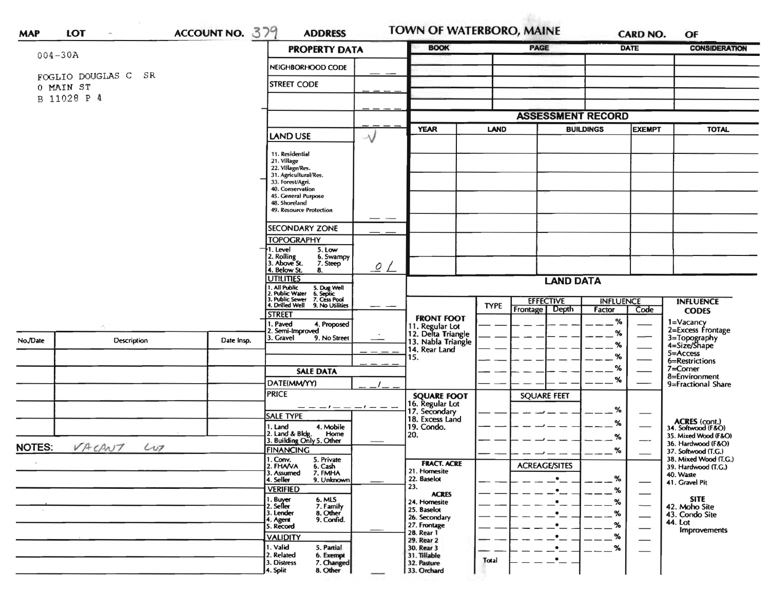**MAP** **LOT** **ACCOUNT NO.** 379 **ADDRESS** **TOWN OF WATERBORO, MAINE** **CARD NO.** **OF**

004-30A

FOGLIO DOUGLAS C SR
0 MAIN ST
B 11028 P 4

| BOOK | PAGE | DATE | CONSIDERATION |
|---|---|---|---|
| | | | |
| | | | |
| | | | |
| | | | |
| | | | |

## PROPERTY DATA

| | |
|---|---|
| NEIGHBORHOOD CODE | |
| STREET CODE | |
| | |
| | |
| LAND USE | √ |
| 11. Residential<br>21. Village<br>22. Village/Res.<br>31. Agricultural/Res.<br>33. Forest/Agri.<br>40. Conservation<br>45. General Purpose<br>48. Shoreland<br>49. Resource Protection | |
| SECONDARY ZONE | |
| TOPOGRAPHY<br>1. Level 5. Low<br>2. Rolling 6. Swampy<br>3. Above St. 7. Steep<br>4. Below St. 8. | 0 1 |
| UTILITIES<br>1. All Public 5. Dug Well<br>2. Public Water 6. Septic<br>3. Public Sewer 7. Cess Pool<br>4. Drilled Well 9. No Utilities | |
| STREET<br>1. Paved 4. Proposed<br>2. Semi-Improved<br>3. Gravel 9. No Street | |

## SALE DATA

| | |
|---|---|
| DATE(MM/YY) | |
| PRICE | |
| SALE TYPE<br>1. Land 4. Mobile Home<br>2. Land & Bldg.<br>3. Building Only 5. Other | |
| FINANCING<br>1. Conv. 5. Private<br>2. FHA/VA 6. Cash<br>3. Assumed 7. FMHA<br>4. Seller 9. Unknown | |
| VERIFIED<br>1. Buyer 6. MLS<br>2. Seller 7. Family<br>3. Lender 8. Other<br>4. Agent 9. Confid.<br>5. Record | |
| VALIDITY<br>1. Valid 5. Partial<br>2. Related 6. Exempt<br>3. Distress 7. Changed<br>4. Split 8. Other | |

## ASSESSMENT RECORD

| YEAR | LAND | BUILDINGS | EXEMPT | TOTAL |
|---|---|---|---|---|
| | | | | |
| | | | | |
| | | | | |
| | | | | |
| | | | | |
| | | | | |
| | | | | |

## LAND DATA

| | TYPE | EFFECTIVE Frontage | EFFECTIVE Depth | INFLUENCE Factor | INFLUENCE Code |
|---|---|---|---|---|---|
| **FRONT FOOT**<br>11. Regular Lot<br>12. Delta Triangle<br>13. Nabla Triangle<br>14. Rear Land<br>15. | | | | % | |
| **SQUARE FOOT**<br>16. Regular Lot<br>17. Secondary<br>18. Excess Land<br>19. Condo.<br>20. | | SQUARE FEET | | % | |
| **FRACT. ACRE**<br>21. Homesite<br>22. Baselot<br>23.<br>**ACRES**<br>24. Homesite<br>25. Baselot<br>26. Secondary<br>27. Frontage<br>28. Rear 1<br>29. Rear 2<br>30. Rear 3<br>31. Tillable<br>32. Pasture<br>33. Orchard | Total | ACREAGE/SITES | | % | |

**INFLUENCE CODES**
1=Vacancy
2=Excess Frontage
3=Topography
4=Size/Shape
5=Access
6=Restrictions
7=Corner
8=Environment
9=Fractional Share

**ACRES (cont.)**
34. Softwood (F&O)
35. Mixed Wood (F&O)
36. Hardwood (F&O)
37. Softwood (T.G.)
38. Mixed Wood (T.G.)
39. Hardwood (T.G.)
40. Waste
41. Gravel Pit

**SITE**
42. Moho Site
43. Condo Site
44. Lot Improvements

| No./Date | Description | Date Insp. |
|---|---|---|
| | | |
| | | |
| | | |
| | | |
| | | |
| | | |

**NOTES:** VACANT LOT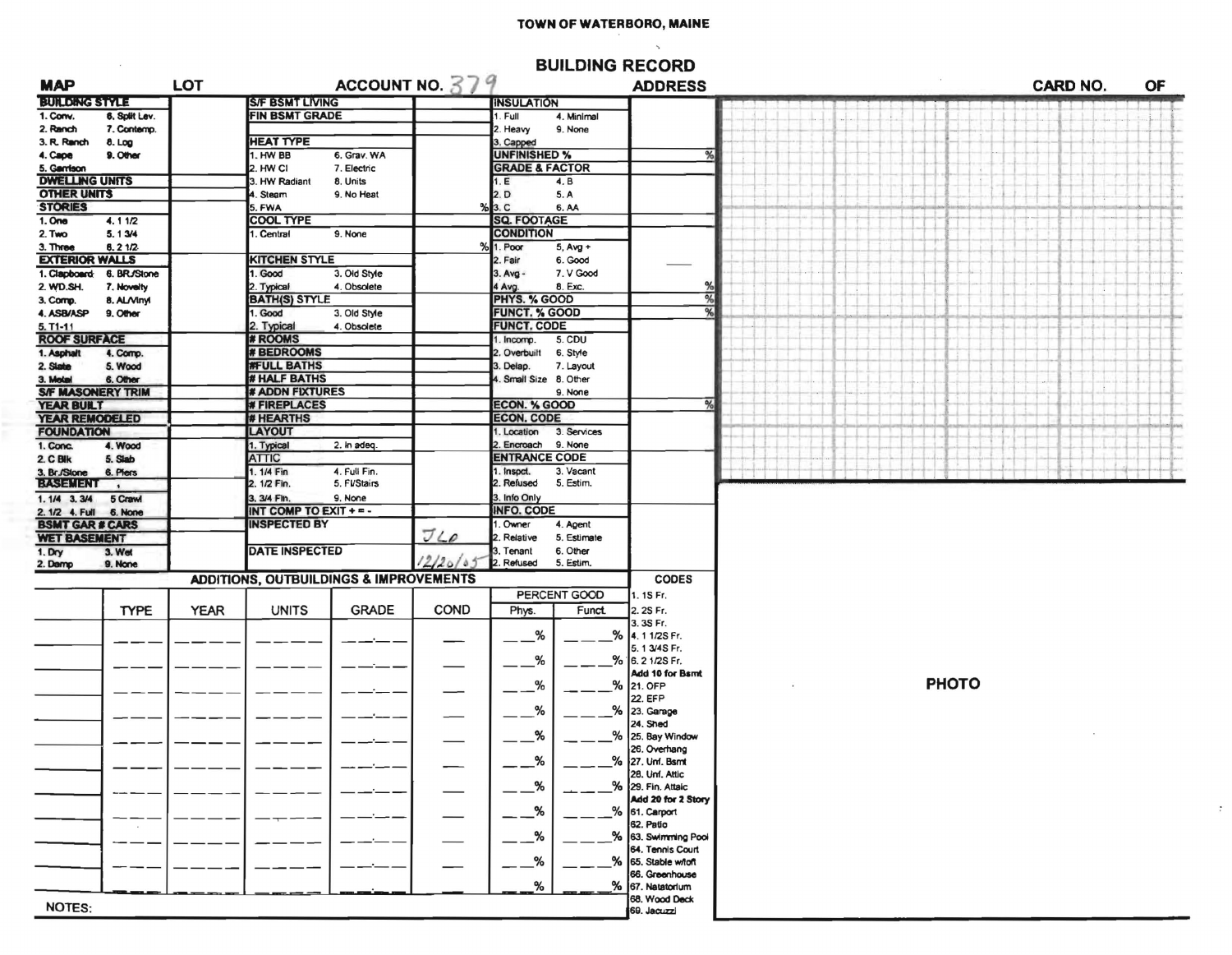**TOWN OF WATERBORO, MAINE**

# BUILDING RECORD

**MAP** | **LOT** | **ACCOUNT NO.** 379 | **ADDRESS** | **CARD NO.** | **OF**

| | | | | | |
|---|---|---|---|---|---|
| **BUILDING STYLE** | | **S/F BSMT LIVING** | | **INSULATION** | |
| 1. Conv. 6. Split Lev. | | **FIN BSMT GRADE** | | 1. Full 4. Minimal | |
| 2. Ranch 7. Contemp. | | | | 2. Heavy 9. None | |
| 3. R. Ranch 8. Log | | **HEAT TYPE** | | 3. Capped | |
| 4. Cape 9. Other | | 1. HW BB 6. Grav. WA | | **UNFINISHED %** | % |
| 5. Garrison | | 2. HW CI 7. Electric | | **GRADE & FACTOR** | |
| **DWELLING UNITS** | | 3. HW Radiant 8. Units | | 1. E 4. B | |
| **OTHER UNITS** | | 4. Steam 9. No Heat | | 2. D 5. A | |
| **STORIES** | | 5. FWA | % | 3. C 6. AA | |
| 1. One 4. 1 1/2 | | **COOL TYPE** | | **SQ. FOOTAGE** | |
| 2. Two 5. 1 3/4 | | 1. Central 9. None | | **CONDITION** | |
| 3. Three 6. 2 1/2 | | | % | 1. Poor 5. Avg + | |
| **EXTERIOR WALLS** | | **KITCHEN STYLE** | | 2. Fair 6. Good | |
| 1. Clapboard 6. BR/Stone | | 1. Good 3. Old Style | | 3. Avg - 7. V Good | |
| 2. WD.SH. 7. Novelty | | 2. Typical 4. Obsolete | | 4 Avg. 8. Exc. | % |
| 3. Comp. 8. AL/Vinyl | | **BATH(S) STYLE** | | **PHYS. % GOOD** | % |
| 4. ASB/ASP 9. Other | | 1. Good 3. Old Style | | **FUNCT. % GOOD** | % |
| 5. T1-11 | | 2. Typical 4. Obsolete | | **FUNCT. CODE** | |
| **ROOF SURFACE** | | **# ROOMS** | | 1. Incomp. 5. CDU | |
| 1. Asphalt 4. Comp. | | **# BEDROOMS** | | 2. Overbuilt 6. Style | |
| 2. Slate 5. Wood | | **#FULL BATHS** | | 3. Delap. 7. Layout | |
| 3. Metal 6. Other | | **# HALF BATHS** | | 4. Small Size 8. Other | |
| **S/F MASONERY TRIM** | | **# ADDN FIXTURES** | | 9. None | |
| **YEAR BUILT** | | **# FIREPLACES** | | **ECON. % GOOD** | % |
| **YEAR REMODELED** | | **# HEARTHS** | | **ECON. CODE** | |
| **FOUNDATION** | | **LAYOUT** | | 1. Location 3. Services | |
| 1. Conc. 4. Wood | | 1. Typical 2. In adeq. | | 2. Encroach 9. None | |
| 2. C Blk 5. Slab | | **ATTIC** | | **ENTRANCE CODE** | |
| 3. Br./Stone 6. Piers | | 1. 1/4 Fin 4. Full Fin. | | 1. Inspct. 3. Vacant | |
| **BASEMENT** | | 2. 1/2 Fin. 5. Fl/Stairs | | 2. Refused 5. Estim. | |
| 1. 1/4 3. 3/4 5 Crawl | | 3. 3/4 Fin. 9. None | | 3. Info Only | |
| 2. 1/2 4. Full 6. None | | **INT COMP TO EXIT + = -** | | **INFO. CODE** | |
| **BSMT GAR # CARS** | | **INSPECTED BY** | JLO | 1. Owner 4. Agent | |
| **WET BASEMENT** | | | | 2. Relative 5. Estimate | |
| 1. Dry 3. Wet | | **DATE INSPECTED** | | 3. Tenant 6. Other | |
| 2. Damp 9. None | | | 12/20/05 | 2. Refused 5. Estim. | |

## ADDITIONS, OUTBUILDINGS & IMPROVEMENTS

| | TYPE | YEAR | UNITS | GRADE | COND | PERCENT GOOD Phys. | Funct. |
|---|---|---|---|---|---|---|---|
| | | | | | | % | % |
| | | | | | | % | % |
| | | | | | | % | % |
| | | | | | | % | % |
| | | | | | | % | % |
| | | | | | | % | % |
| | | | | | | % | % |
| | | | | | | % | % |
| | | | | | | % | % |
| | | | | | | % | % |
| | | | | | | % | % |

**CODES**
1. 1S Fr.
2. 2S Fr.
3. 3S Fr.
4. 1 1/2S Fr.
5. 1 3/4S Fr.
6. 2 1/2S Fr.
**Add 10 for Bsmt**
21. OFP
22. EFP
23. Garage
24. Shed
25. Bay Window
26. Overhang
27. Unf. Bsmt
28. Unf. Attic
29. Fin. Attaic
**Add 20 for 2 Story**
61. Carport
62. Patio
63. Swimming Pool
64. Tennis Court
65. Stable w/loft
66. Greenhouse
67. Natatorium
68. Wood Deck
69. Jacuzzi

NOTES:

PHOTO